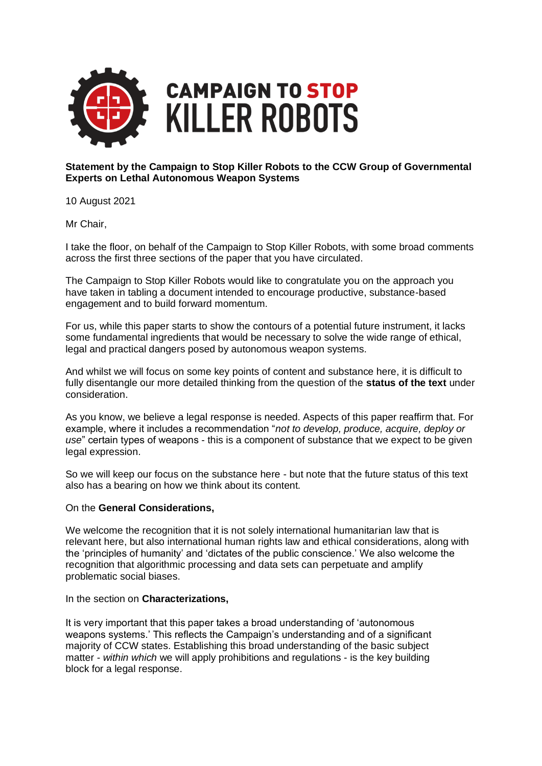# CAMPAIGN TO STOP KILLER ROBOTS

**Statement by the Campaign to Stop Killer Robots to the CCW Group of Governmental Experts on Lethal Autonomous Weapon Systems**

10 August 2021

Mr Chair,

I take the floor, on behalf of the Campaign to Stop Killer Robots, with some broad comments across the first three sections of the paper that you have circulated.

The Campaign to Stop Killer Robots would like to congratulate you on the approach you have taken in tabling a document intended to encourage productive, substance-based engagement and to build forward momentum.

For us, while this paper starts to show the contours of a potential future instrument, it lacks some fundamental ingredients that would be necessary to solve the wide range of ethical, legal and practical dangers posed by autonomous weapon systems.

And whilst we will focus on some key points of content and substance here, it is difficult to fully disentangle our more detailed thinking from the question of the **status of the text** under consideration.

As you know, we believe a legal response is needed. Aspects of this paper reaffirm that. For example, where it includes a recommendation "*not to develop, produce, acquire, deploy or use*" certain types of weapons - this is a component of substance that we expect to be given legal expression.

So we will keep our focus on the substance here - but note that the future status of this text also has a bearing on how we think about its content.

On the **General Considerations,**

We welcome the recognition that it is not solely international humanitarian law that is relevant here, but also international human rights law and ethical considerations, along with the 'principles of humanity' and 'dictates of the public conscience.' We also welcome the recognition that algorithmic processing and data sets can perpetuate and amplify problematic social biases.

In the section on **Characterizations,**

It is very important that this paper takes a broad understanding of 'autonomous weapons systems.' This reflects the Campaign's understanding and of a significant majority of CCW states. Establishing this broad understanding of the basic subject matter - *within which* we will apply prohibitions and regulations - is the key building block for a legal response.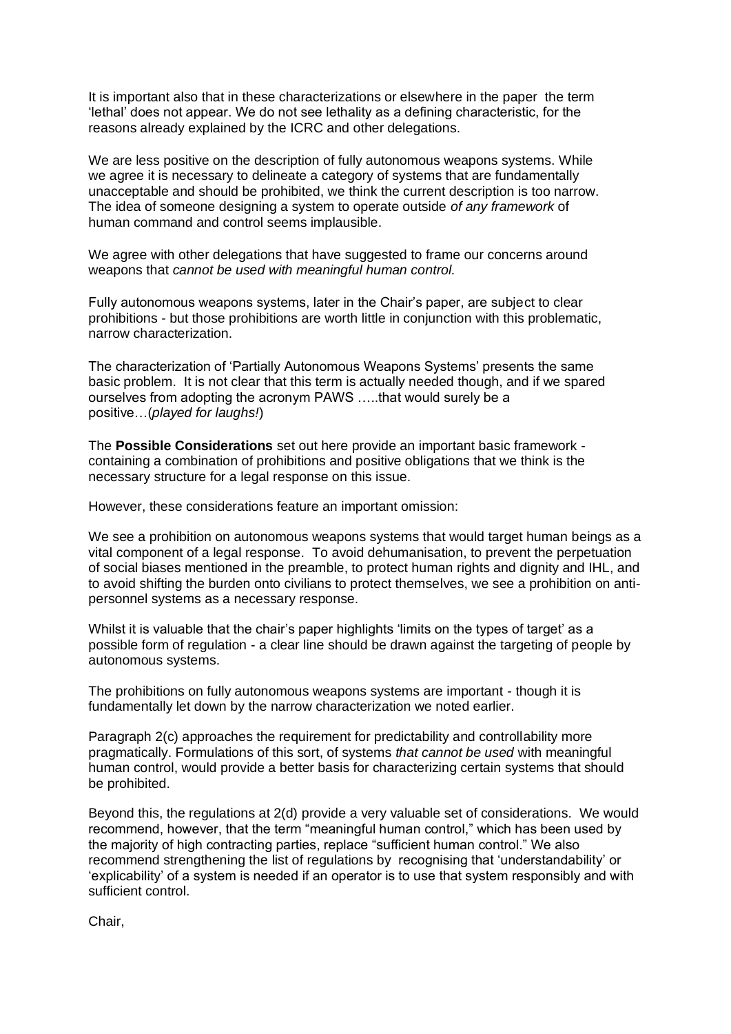It is important also that in these characterizations or elsewhere in the paper the term 'lethal' does not appear. We do not see lethality as a defining characteristic, for the reasons already explained by the ICRC and other delegations.

We are less positive on the description of fully autonomous weapons systems. While we agree it is necessary to delineate a category of systems that are fundamentally unacceptable and should be prohibited, we think the current description is too narrow. The idea of someone designing a system to operate outside *of any framework* of human command and control seems implausible.

We agree with other delegations that have suggested to frame our concerns around weapons that *cannot be used with meaningful human control.*

Fully autonomous weapons systems, later in the Chair's paper, are subject to clear prohibitions - but those prohibitions are worth little in conjunction with this problematic, narrow characterization.

The characterization of 'Partially Autonomous Weapons Systems' presents the same basic problem. It is not clear that this term is actually needed though, and if we spared ourselves from adopting the acronym PAWS …..that would surely be a positive…(*played for laughs!*)

The **Possible Considerations** set out here provide an important basic framework - containing a combination of prohibitions and positive obligations that we think is the necessary structure for a legal response on this issue.

However, these considerations feature an important omission:

We see a prohibition on autonomous weapons systems that would target human beings as a vital component of a legal response. To avoid dehumanisation, to prevent the perpetuation of social biases mentioned in the preamble, to protect human rights and dignity and IHL, and to avoid shifting the burden onto civilians to protect themselves, we see a prohibition on anti-personnel systems as a necessary response.

Whilst it is valuable that the chair's paper highlights 'limits on the types of target' as a possible form of regulation - a clear line should be drawn against the targeting of people by autonomous systems.

The prohibitions on fully autonomous weapons systems are important - though it is fundamentally let down by the narrow characterization we noted earlier.

Paragraph 2(c) approaches the requirement for predictability and controllability more pragmatically. Formulations of this sort, of systems *that cannot be used* with meaningful human control, would provide a better basis for characterizing certain systems that should be prohibited.

Beyond this, the regulations at 2(d) provide a very valuable set of considerations. We would recommend, however, that the term "meaningful human control," which has been used by the majority of high contracting parties, replace "sufficient human control." We also recommend strengthening the list of regulations by recognising that 'understandability' or 'explicability' of a system is needed if an operator is to use that system responsibly and with sufficient control.

Chair,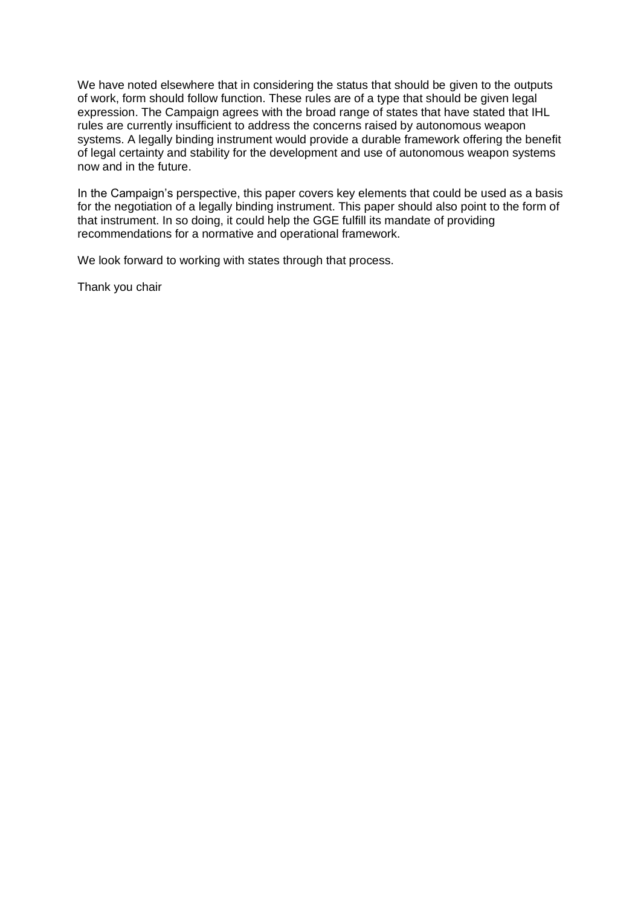We have noted elsewhere that in considering the status that should be given to the outputs of work, form should follow function. These rules are of a type that should be given legal expression. The Campaign agrees with the broad range of states that have stated that IHL rules are currently insufficient to address the concerns raised by autonomous weapon systems. A legally binding instrument would provide a durable framework offering the benefit of legal certainty and stability for the development and use of autonomous weapon systems now and in the future.

In the Campaign's perspective, this paper covers key elements that could be used as a basis for the negotiation of a legally binding instrument. This paper should also point to the form of that instrument. In so doing, it could help the GGE fulfill its mandate of providing recommendations for a normative and operational framework.

We look forward to working with states through that process.

Thank you chair